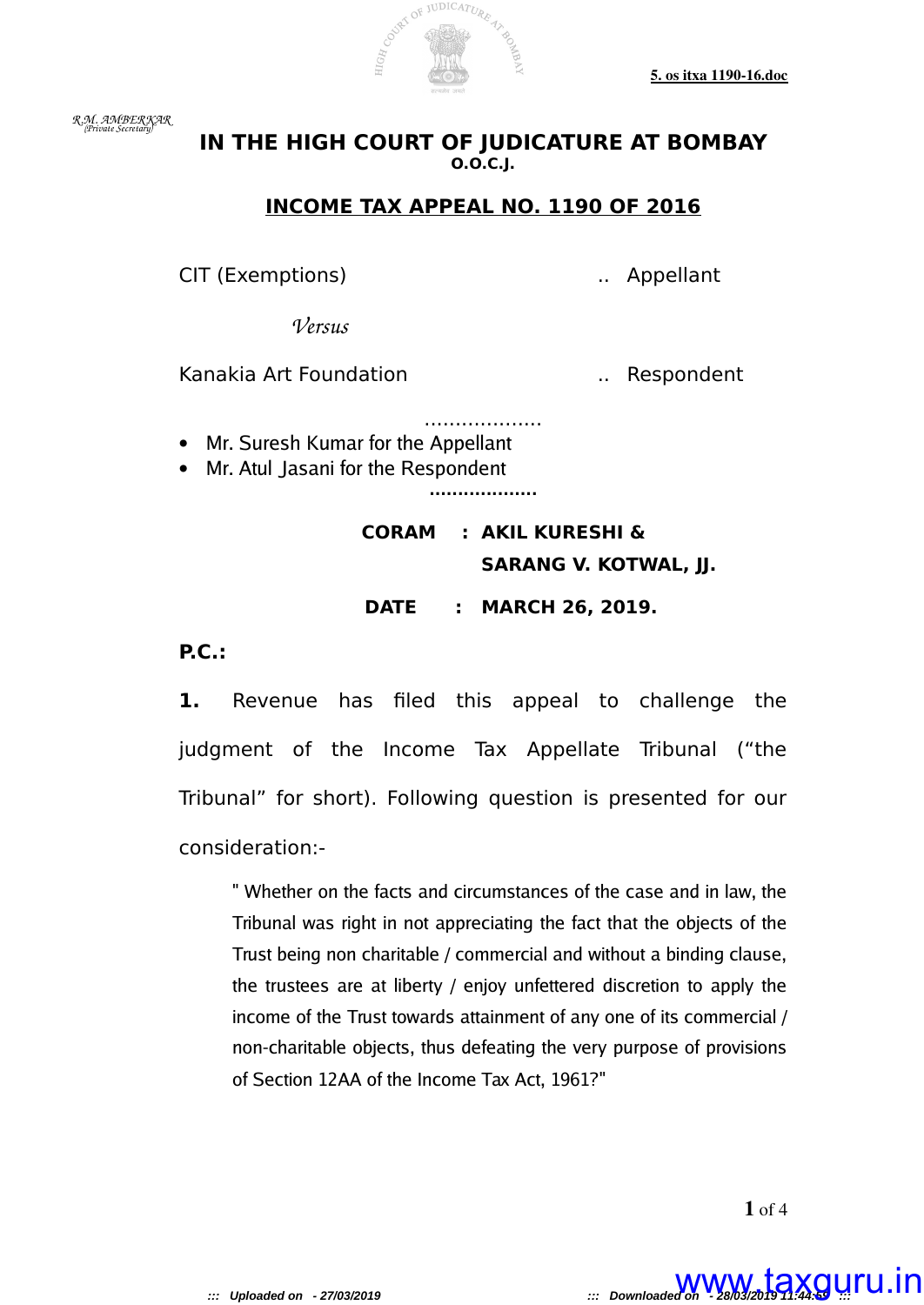R.M. AMBERKAR
(Private Secretary)

# IN THE HIGH COURT OF JUDICATURE AT BOMBAY
**O.O.C.J.**

## INCOME TAX APPEAL NO. 1190 OF 2016

CIT (Exemptions) .. Appellant

*Versus*

Kanakia Art Foundation .. Respondent

...................

- Mr. Suresh Kumar for the Appellant
- Mr. Atul Jasani for the Respondent

...................

**CORAM : AKIL KURESHI & SARANG V. KOTWAL, JJ.**

**DATE : MARCH 26, 2019.**

**P.C.:**

**1.** Revenue has filed this appeal to challenge the judgment of the Income Tax Appellate Tribunal ("the Tribunal" for short). Following question is presented for our consideration:-

> " Whether on the facts and circumstances of the case and in law, the Tribunal was right in not appreciating the fact that the objects of the Trust being non charitable / commercial and without a binding clause, the trustees are at liberty / enjoy unfettered discretion to apply the income of the Trust towards attainment of any one of its commercial / non-charitable objects, thus defeating the very purpose of provisions of Section 12AA of the Income Tax Act, 1961?"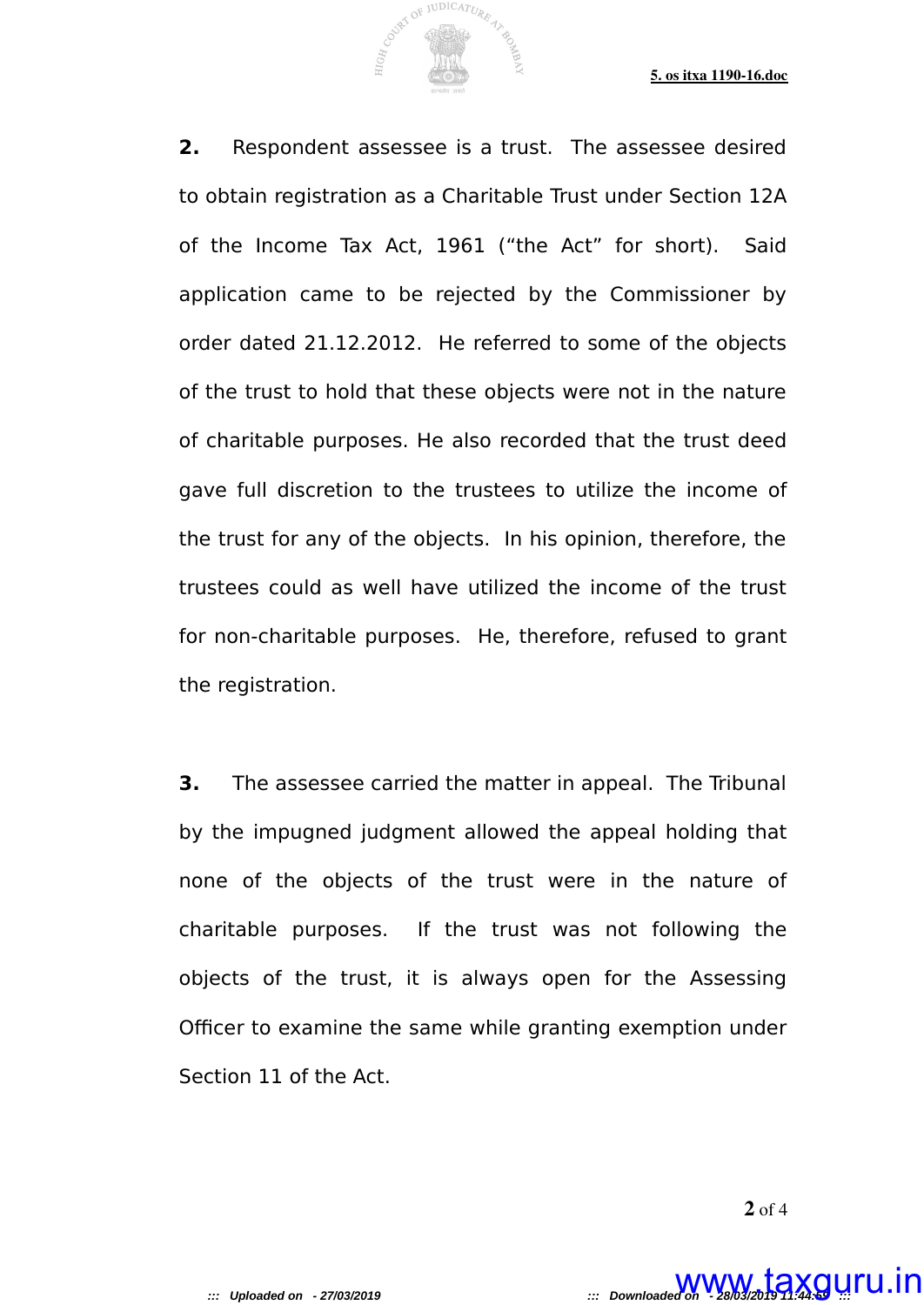**2.** Respondent assessee is a trust. The assessee desired to obtain registration as a Charitable Trust under Section 12A of the Income Tax Act, 1961 ("the Act" for short). Said application came to be rejected by the Commissioner by order dated 21.12.2012. He referred to some of the objects of the trust to hold that these objects were not in the nature of charitable purposes. He also recorded that the trust deed gave full discretion to the trustees to utilize the income of the trust for any of the objects. In his opinion, therefore, the trustees could as well have utilized the income of the trust for non-charitable purposes. He, therefore, refused to grant the registration.

**3.** The assessee carried the matter in appeal. The Tribunal by the impugned judgment allowed the appeal holding that none of the objects of the trust were in the nature of charitable purposes. If the trust was not following the objects of the trust, it is always open for the Assessing Officer to examine the same while granting exemption under Section 11 of the Act.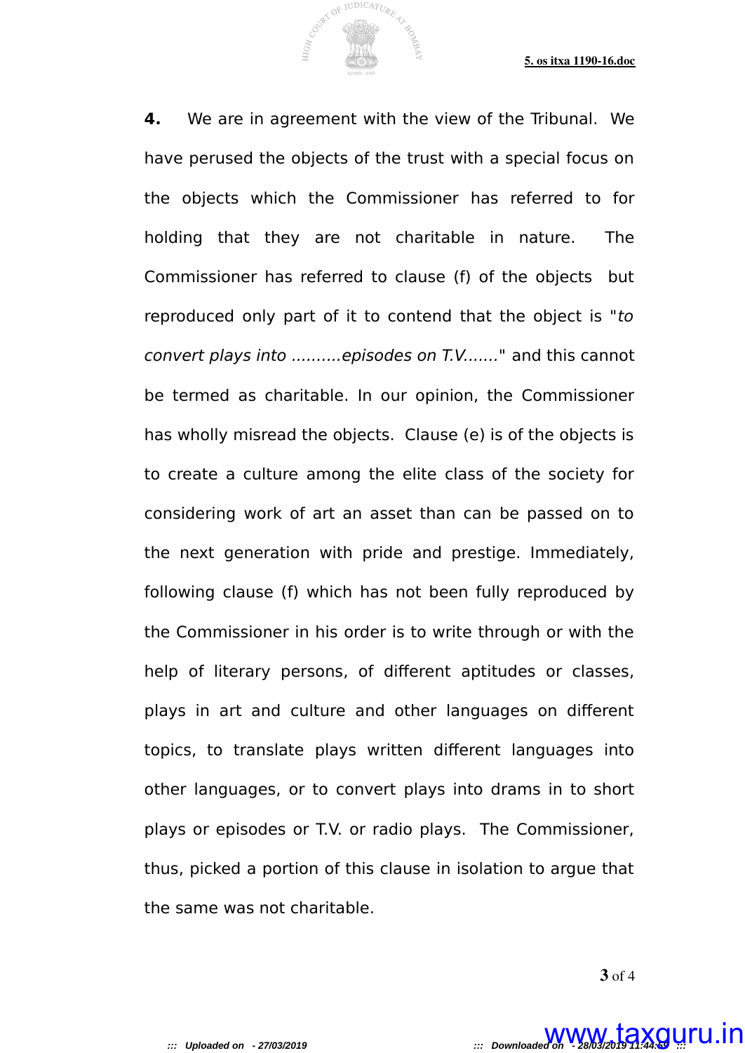**4.** We are in agreement with the view of the Tribunal. We have perused the objects of the trust with a special focus on the objects which the Commissioner has referred to for holding that they are not charitable in nature. The Commissioner has referred to clause (f) of the objects but reproduced only part of it to contend that the object is "*to convert plays into ..........episodes on T.V.......*" and this cannot be termed as charitable. In our opinion, the Commissioner has wholly misread the objects. Clause (e) is of the objects is to create a culture among the elite class of the society for considering work of art an asset than can be passed on to the next generation with pride and prestige. Immediately, following clause (f) which has not been fully reproduced by the Commissioner in his order is to write through or with the help of literary persons, of different aptitudes or classes, plays in art and culture and other languages on different topics, to translate plays written different languages into other languages, or to convert plays into drams in to short plays or episodes or T.V. or radio plays. The Commissioner, thus, picked a portion of this clause in isolation to argue that the same was not charitable.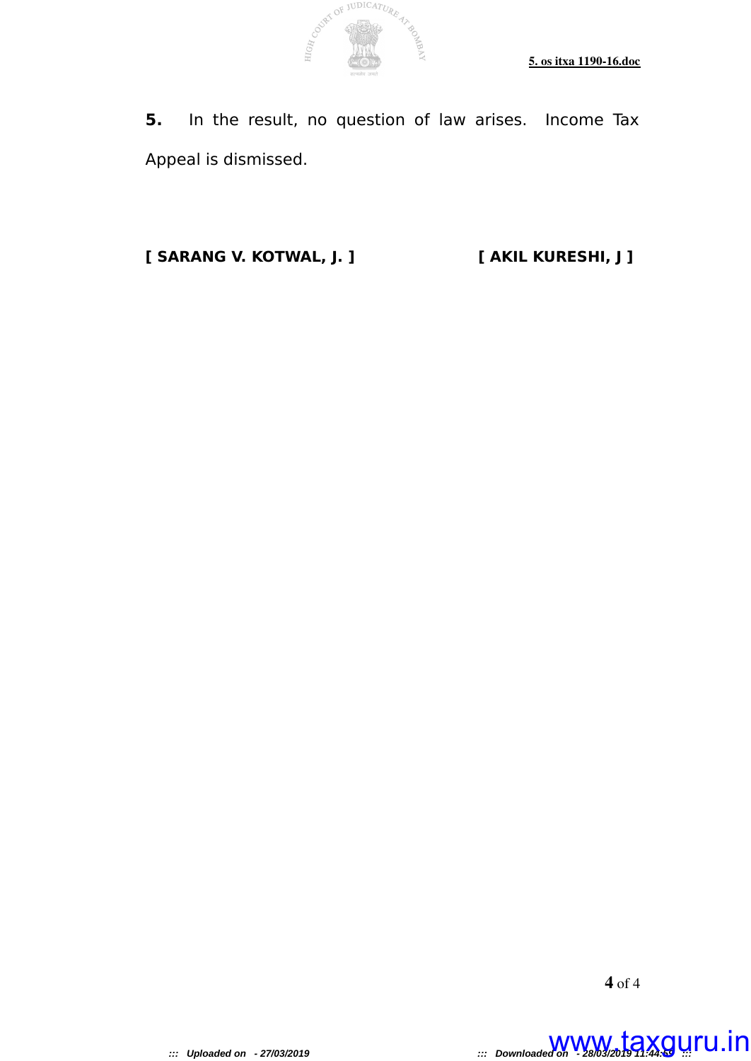**5.** In the result, no question of law arises. Income Tax Appeal is dismissed.

**[ SARANG V. KOTWAL, J. ]** **[ AKIL KURESHI, J ]**